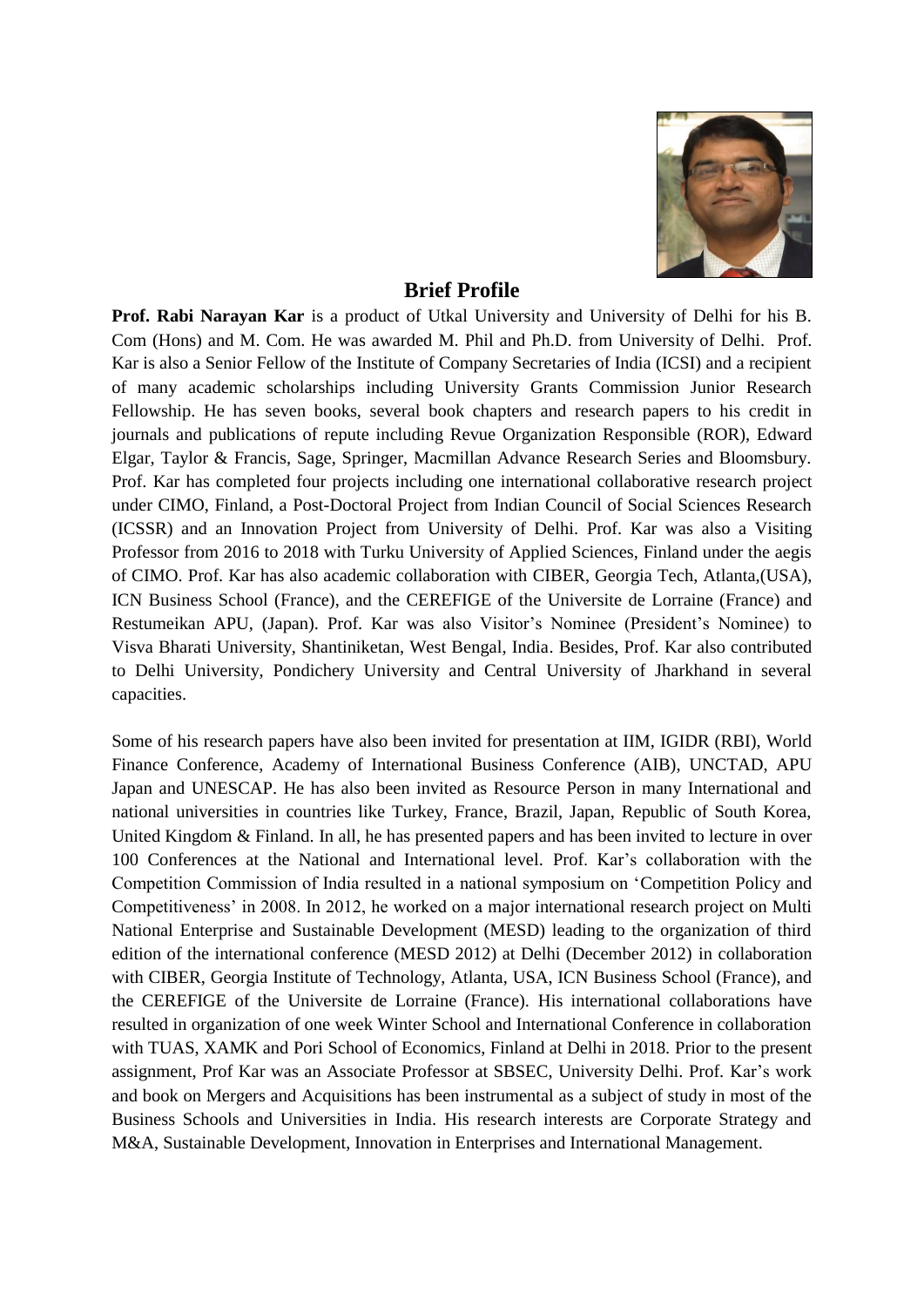## Brief Profile

**Prof. Rabi Narayan Kar** is a product of Utkal University and University of Delhi for his B. Com (Hons) and M. Com. He was awarded M. Phil and Ph.D. from University of Delhi. Prof. Kar is also a Senior Fellow of the Institute of Company Secretaries of India (ICSI) and a recipient of many academic scholarships including University Grants Commission Junior Research Fellowship. He has seven books, several book chapters and research papers to his credit in journals and publications of repute including Revue Organization Responsible (ROR), Edward Elgar, Taylor & Francis, Sage, Springer, Macmillan Advance Research Series and Bloomsbury. Prof. Kar has completed four projects including one international collaborative research project under CIMO, Finland, a Post-Doctoral Project from Indian Council of Social Sciences Research (ICSSR) and an Innovation Project from University of Delhi. Prof. Kar was also a Visiting Professor from 2016 to 2018 with Turku University of Applied Sciences, Finland under the aegis of CIMO. Prof. Kar has also academic collaboration with CIBER, Georgia Tech, Atlanta,(USA), ICN Business School (France), and the CEREFIGE of the Universite de Lorraine (France) and Restumeikan APU, (Japan). Prof. Kar was also Visitor's Nominee (President's Nominee) to Visva Bharati University, Shantiniketan, West Bengal, India. Besides, Prof. Kar also contributed to Delhi University, Pondichery University and Central University of Jharkhand in several capacities.

Some of his research papers have also been invited for presentation at IIM, IGIDR (RBI), World Finance Conference, Academy of International Business Conference (AIB), UNCTAD, APU Japan and UNESCAP. He has also been invited as Resource Person in many International and national universities in countries like Turkey, France, Brazil, Japan, Republic of South Korea, United Kingdom & Finland. In all, he has presented papers and has been invited to lecture in over 100 Conferences at the National and International level. Prof. Kar's collaboration with the Competition Commission of India resulted in a national symposium on 'Competition Policy and Competitiveness' in 2008. In 2012, he worked on a major international research project on Multi National Enterprise and Sustainable Development (MESD) leading to the organization of third edition of the international conference (MESD 2012) at Delhi (December 2012) in collaboration with CIBER, Georgia Institute of Technology, Atlanta, USA, ICN Business School (France), and the CEREFIGE of the Universite de Lorraine (France). His international collaborations have resulted in organization of one week Winter School and International Conference in collaboration with TUAS, XAMK and Pori School of Economics, Finland at Delhi in 2018. Prior to the present assignment, Prof Kar was an Associate Professor at SBSEC, University Delhi. Prof. Kar's work and book on Mergers and Acquisitions has been instrumental as a subject of study in most of the Business Schools and Universities in India. His research interests are Corporate Strategy and M&A, Sustainable Development, Innovation in Enterprises and International Management.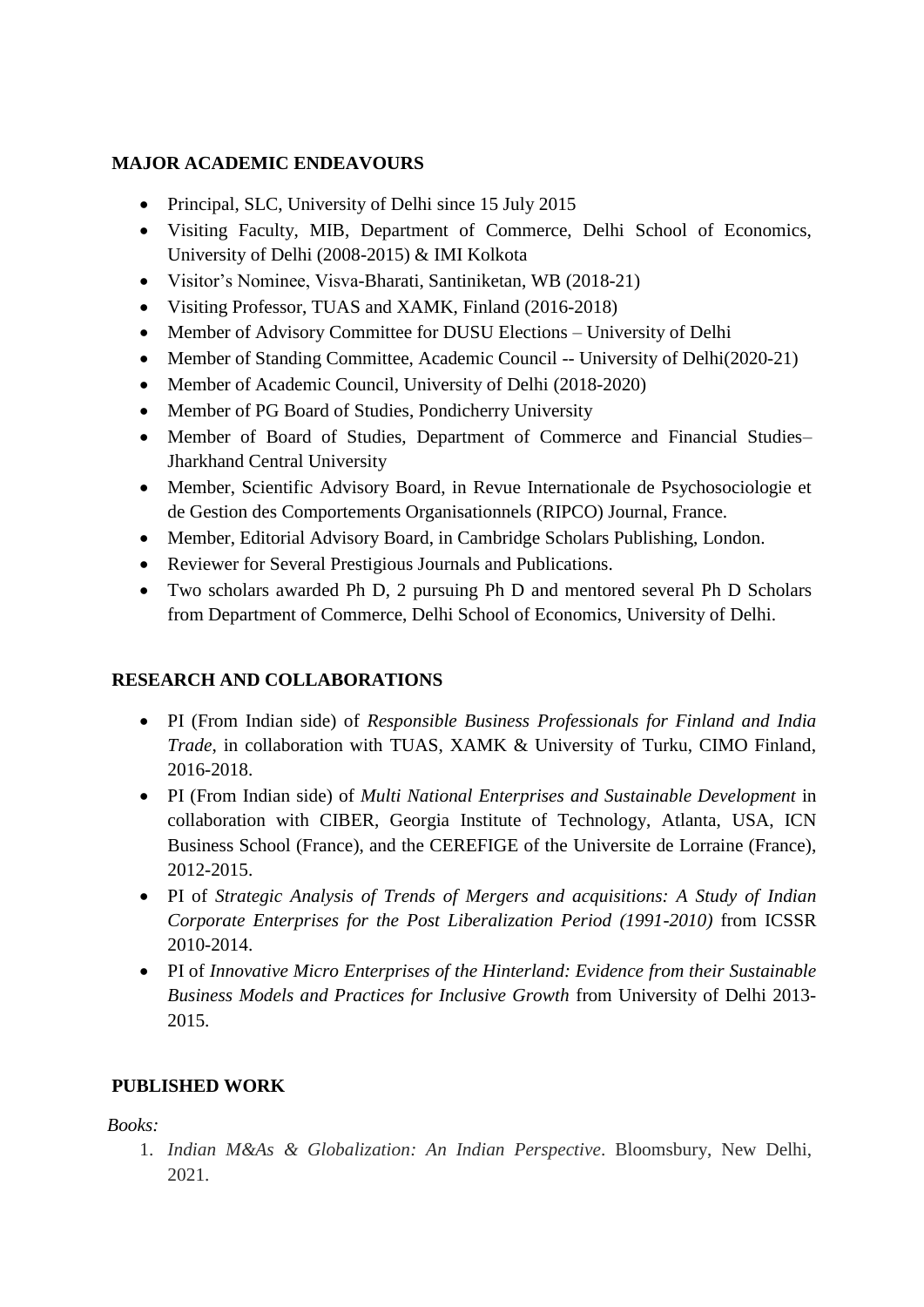## MAJOR ACADEMIC ENDEAVOURS

- Principal, SLC, University of Delhi since 15 July 2015
- Visiting Faculty, MIB, Department of Commerce, Delhi School of Economics, University of Delhi (2008-2015) & IMI Kolkota
- Visitor's Nominee, Visva-Bharati, Santiniketan, WB (2018-21)
- Visiting Professor, TUAS and XAMK, Finland (2016-2018)
- Member of Advisory Committee for DUSU Elections – University of Delhi
- Member of Standing Committee, Academic Council -- University of Delhi(2020-21)
- Member of Academic Council, University of Delhi (2018-2020)
- Member of PG Board of Studies, Pondicherry University
- Member of Board of Studies, Department of Commerce and Financial Studies– Jharkhand Central University
- Member, Scientific Advisory Board, in Revue Internationale de Psychosociologie et de Gestion des Comportements Organisationnels (RIPCO) Journal, France.
- Member, Editorial Advisory Board, in Cambridge Scholars Publishing, London.
- Reviewer for Several Prestigious Journals and Publications.
- Two scholars awarded Ph D, 2 pursuing Ph D and mentored several Ph D Scholars from Department of Commerce, Delhi School of Economics, University of Delhi.

## RESEARCH AND COLLABORATIONS

- PI (From Indian side) of *Responsible Business Professionals for Finland and India Trade*, in collaboration with TUAS, XAMK & University of Turku, CIMO Finland, 2016-2018.
- PI (From Indian side) of *Multi National Enterprises and Sustainable Development* in collaboration with CIBER, Georgia Institute of Technology, Atlanta, USA, ICN Business School (France), and the CEREFIGE of the Universite de Lorraine (France), 2012-2015.
- PI of *Strategic Analysis of Trends of Mergers and acquisitions: A Study of Indian Corporate Enterprises for the Post Liberalization Period (1991-2010)* from ICSSR 2010-2014.
- PI of *Innovative Micro Enterprises of the Hinterland: Evidence from their Sustainable Business Models and Practices for Inclusive Growth* from University of Delhi 2013-2015.

## PUBLISHED WORK

*Books:*

1. *Indian M&As & Globalization: An Indian Perspective*. Bloomsbury, New Delhi, 2021.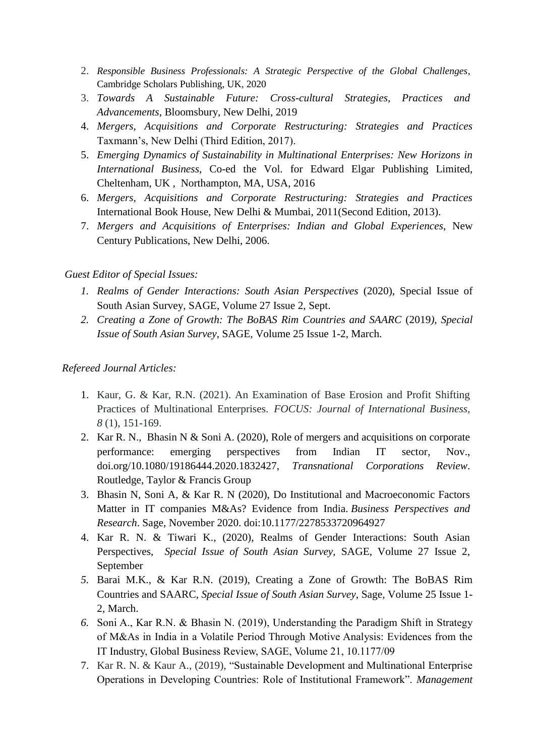2. *Responsible Business Professionals: A Strategic Perspective of the Global Challenges*, Cambridge Scholars Publishing, UK, 2020
3. *Towards A Sustainable Future: Cross-cultural Strategies, Practices and Advancements*, Bloomsbury, New Delhi, 2019
4. *Mergers, Acquisitions and Corporate Restructuring: Strategies and Practices* Taxmann's, New Delhi (Third Edition, 2017).
5. *Emerging Dynamics of Sustainability in Multinational Enterprises: New Horizons in International Business*, Co-ed the Vol. for Edward Elgar Publishing Limited, Cheltenham, UK , Northampton, MA, USA, 2016
6. *Mergers, Acquisitions and Corporate Restructuring: Strategies and Practices* International Book House, New Delhi & Mumbai, 2011(Second Edition, 2013).
7. *Mergers and Acquisitions of Enterprises: Indian and Global Experiences*, New Century Publications, New Delhi, 2006.

*Guest Editor of Special Issues:*

1. *Realms of Gender Interactions: South Asian Perspectives* (2020), Special Issue of South Asian Survey, SAGE, Volume 27 Issue 2, Sept.
2. *Creating a Zone of Growth: The BoBAS Rim Countries and SAARC* (2019*), Special Issue of South Asian Survey*, SAGE, Volume 25 Issue 1-2, March.

*Refereed Journal Articles:*

1. Kaur, G. & Kar, R.N. (2021). An Examination of Base Erosion and Profit Shifting Practices of Multinational Enterprises. *FOCUS: Journal of International Business*, *8* (1), 151-169.
2. Kar R. N., Bhasin N & Soni A. (2020), Role of mergers and acquisitions on corporate performance: emerging perspectives from Indian IT sector, Nov., doi.org/10.1080/19186444.2020.1832427, *Transnational Corporations Review*. Routledge, Taylor & Francis Group
3. Bhasin N, Soni A, & Kar R. N (2020), Do Institutional and Macroeconomic Factors Matter in IT companies M&As? Evidence from India. *Business Perspectives and Research*. Sage, November 2020. doi:10.1177/2278533720964927
4. Kar R. N. & Tiwari K., (2020), Realms of Gender Interactions: South Asian Perspectives, *Special Issue of South Asian Survey,* SAGE, Volume 27 Issue 2, September
5. Barai M.K., & Kar R.N. (2019), Creating a Zone of Growth: The BoBAS Rim Countries and SAARC, *Special Issue of South Asian Survey*, Sage, Volume 25 Issue 1-2, March.
6. Soni A., Kar R.N. & Bhasin N. (2019), Understanding the Paradigm Shift in Strategy of M&As in India in a Volatile Period Through Motive Analysis: Evidences from the IT Industry, Global Business Review, SAGE, Volume 21, 10.1177/09
7. Kar R. N. & Kaur A., (2019), "Sustainable Development and Multinational Enterprise Operations in Developing Countries: Role of Institutional Framework". *Management*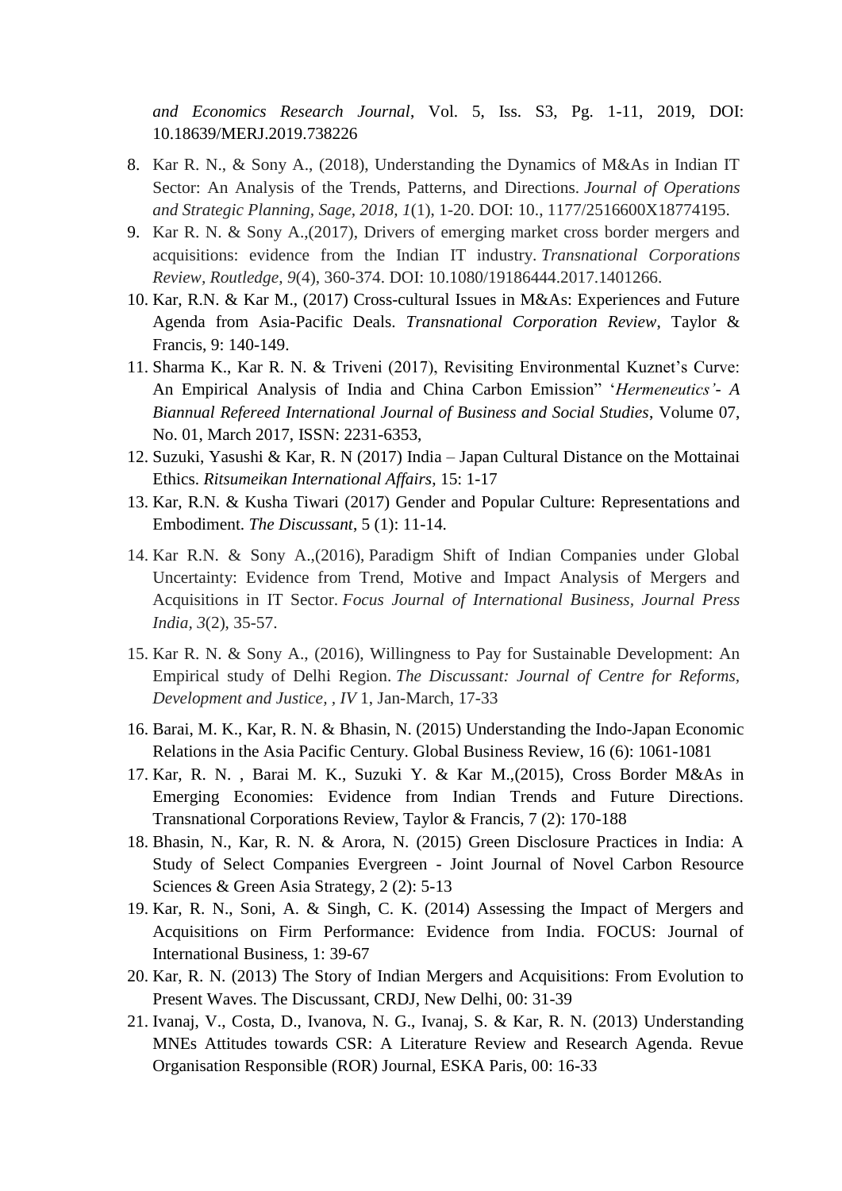*and Economics Research Journal*, Vol. 5, Iss. S3, Pg. 1-11, 2019, DOI: 10.18639/MERJ.2019.738226

8. Kar R. N., & Sony A., (2018), Understanding the Dynamics of M&As in Indian IT Sector: An Analysis of the Trends, Patterns, and Directions. *Journal of Operations and Strategic Planning, Sage, 2018, 1*(1), 1-20. DOI: 10., 1177/2516600X18774195.
9. Kar R. N. & Sony A.,(2017), Drivers of emerging market cross border mergers and acquisitions: evidence from the Indian IT industry. *Transnational Corporations Review, Routledge, 9*(4), 360-374. DOI: 10.1080/19186444.2017.1401266.
10. Kar, R.N. & Kar M., (2017) Cross-cultural Issues in M&As: Experiences and Future Agenda from Asia-Pacific Deals. *Transnational Corporation Review*, Taylor & Francis, 9: 140-149.
11. Sharma K., Kar R. N. & Triveni (2017), Revisiting Environmental Kuznet's Curve: An Empirical Analysis of India and China Carbon Emission" '*Hermeneutics'- A Biannual Refereed International Journal of Business and Social Studies*, Volume 07, No. 01, March 2017, ISSN: 2231-6353,
12. Suzuki, Yasushi & Kar, R. N (2017) India – Japan Cultural Distance on the Mottainai Ethics. *Ritsumeikan International Affairs*, 15: 1-17
13. Kar, R.N. & Kusha Tiwari (2017) Gender and Popular Culture: Representations and Embodiment. *The Discussant*, 5 (1): 11-14.
14. Kar R.N. & Sony A.,(2016), Paradigm Shift of Indian Companies under Global Uncertainty: Evidence from Trend, Motive and Impact Analysis of Mergers and Acquisitions in IT Sector. *Focus Journal of International Business, Journal Press India, 3*(2), 35-57.
15. Kar R. N. & Sony A., (2016), Willingness to Pay for Sustainable Development: An Empirical study of Delhi Region. *The Discussant: Journal of Centre for Reforms, Development and Justice, , IV* 1, Jan-March, 17-33
16. Barai, M. K., Kar, R. N. & Bhasin, N. (2015) Understanding the Indo-Japan Economic Relations in the Asia Pacific Century. Global Business Review, 16 (6): 1061-1081
17. Kar, R. N. , Barai M. K., Suzuki Y. & Kar M.,(2015), Cross Border M&As in Emerging Economies: Evidence from Indian Trends and Future Directions. Transnational Corporations Review, Taylor & Francis, 7 (2): 170-188
18. Bhasin, N., Kar, R. N. & Arora, N. (2015) Green Disclosure Practices in India: A Study of Select Companies Evergreen - Joint Journal of Novel Carbon Resource Sciences & Green Asia Strategy, 2 (2): 5-13
19. Kar, R. N., Soni, A. & Singh, C. K. (2014) Assessing the Impact of Mergers and Acquisitions on Firm Performance: Evidence from India. FOCUS: Journal of International Business, 1: 39-67
20. Kar, R. N. (2013) The Story of Indian Mergers and Acquisitions: From Evolution to Present Waves. The Discussant, CRDJ, New Delhi, 00: 31-39
21. Ivanaj, V., Costa, D., Ivanova, N. G., Ivanaj, S. & Kar, R. N. (2013) Understanding MNEs Attitudes towards CSR: A Literature Review and Research Agenda. Revue Organisation Responsible (ROR) Journal, ESKA Paris, 00: 16-33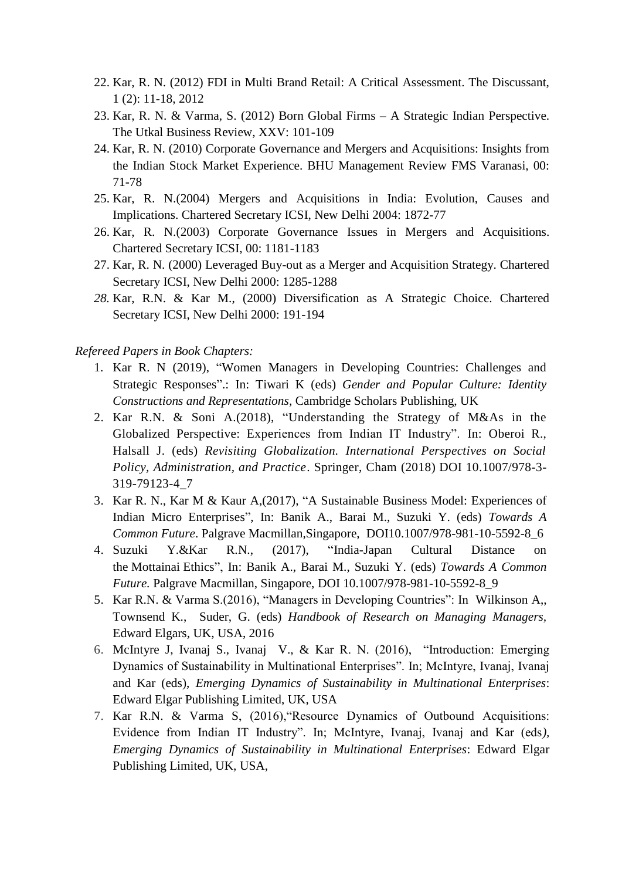22. Kar, R. N. (2012) FDI in Multi Brand Retail: A Critical Assessment. The Discussant, 1 (2): 11-18, 2012
23. Kar, R. N. & Varma, S. (2012) Born Global Firms – A Strategic Indian Perspective. The Utkal Business Review, XXV: 101-109
24. Kar, R. N. (2010) Corporate Governance and Mergers and Acquisitions: Insights from the Indian Stock Market Experience. BHU Management Review FMS Varanasi, 00: 71-78
25. Kar, R. N.(2004) Mergers and Acquisitions in India: Evolution, Causes and Implications. Chartered Secretary ICSI, New Delhi 2004: 1872-77
26. Kar, R. N.(2003) Corporate Governance Issues in Mergers and Acquisitions. Chartered Secretary ICSI, 00: 1181-1183
27. Kar, R. N. (2000) Leveraged Buy-out as a Merger and Acquisition Strategy. Chartered Secretary ICSI, New Delhi 2000: 1285-1288
28. Kar, R.N. & Kar M., (2000) Diversification as A Strategic Choice. Chartered Secretary ICSI, New Delhi 2000: 191-194

*Refereed Papers in Book Chapters:*

1. Kar R. N (2019), "Women Managers in Developing Countries: Challenges and Strategic Responses".: In: Tiwari K (eds) *Gender and Popular Culture: Identity Constructions and Representations*, Cambridge Scholars Publishing, UK
2. Kar R.N. & Soni A.(2018), "Understanding the Strategy of M&As in the Globalized Perspective: Experiences from Indian IT Industry". In: Oberoi R., Halsall J. (eds) *Revisiting Globalization. International Perspectives on Social Policy, Administration, and Practice*. Springer, Cham (2018) DOI 10.1007/978-3-319-79123-4_7
3. Kar R. N., Kar M & Kaur A,(2017), "A Sustainable Business Model: Experiences of Indian Micro Enterprises", In: Banik A., Barai M., Suzuki Y. (eds) *Towards A Common Future*. Palgrave Macmillan,Singapore, DOI10.1007/978-981-10-5592-8_6
4. Suzuki Y.&Kar R.N., (2017), "India-Japan Cultural Distance on the Mottainai Ethics", In: Banik A., Barai M., Suzuki Y. (eds) *Towards A Common Future.* Palgrave Macmillan, Singapore, DOI 10.1007/978-981-10-5592-8_9
5. Kar R.N. & Varma S.(2016), "Managers in Developing Countries": In Wilkinson A,, Townsend K., Suder, G. (eds) *Handbook of Research on Managing Managers*, Edward Elgars, UK, USA, 2016
6. McIntyre J, Ivanaj S., Ivanaj V., & Kar R. N. (2016), "Introduction: Emerging Dynamics of Sustainability in Multinational Enterprises". In; McIntyre, Ivanaj, Ivanaj and Kar (eds), *Emerging Dynamics of Sustainability in Multinational Enterprises*: Edward Elgar Publishing Limited, UK, USA
7. Kar R.N. & Varma S, (2016),"Resource Dynamics of Outbound Acquisitions: Evidence from Indian IT Industry". In; McIntyre, Ivanaj, Ivanaj and Kar (eds*)*, *Emerging Dynamics of Sustainability in Multinational Enterprises*: Edward Elgar Publishing Limited, UK, USA,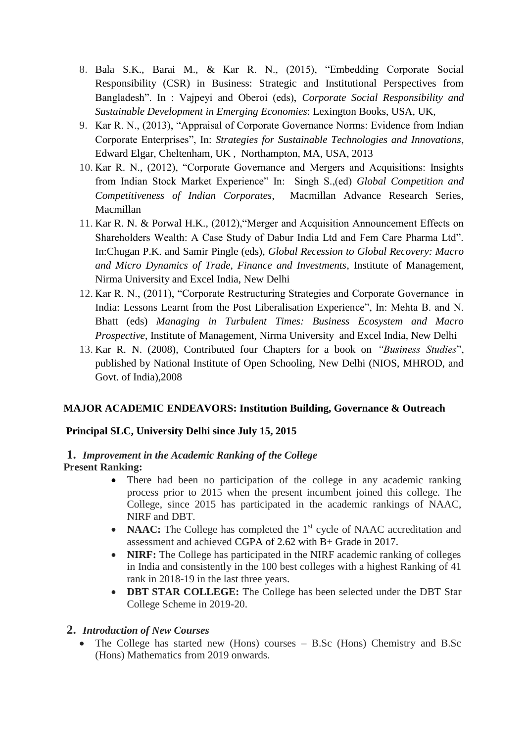8. Bala S.K., Barai M., & Kar R. N., (2015), "Embedding Corporate Social Responsibility (CSR) in Business: Strategic and Institutional Perspectives from Bangladesh". In : Vajpeyi and Oberoi (eds), *Corporate Social Responsibility and Sustainable Development in Emerging Economies*: Lexington Books, USA, UK,
9. Kar R. N., (2013), "Appraisal of Corporate Governance Norms: Evidence from Indian Corporate Enterprises", In: *Strategies for Sustainable Technologies and Innovations*, Edward Elgar, Cheltenham, UK , Northampton, MA, USA, 2013
10. Kar R. N., (2012), "Corporate Governance and Mergers and Acquisitions: Insights from Indian Stock Market Experience" In: Singh S.,(ed) *Global Competition and Competitiveness of Indian Corporates*, Macmillan Advance Research Series, Macmillan
11. Kar R. N. & Porwal H.K., (2012),"Merger and Acquisition Announcement Effects on Shareholders Wealth: A Case Study of Dabur India Ltd and Fem Care Pharma Ltd". In:Chugan P.K. and Samir Pingle (eds), *Global Recession to Global Recovery: Macro and Micro Dynamics of Trade, Finance and Investments*, Institute of Management, Nirma University and Excel India, New Delhi
12. Kar R. N., (2011), "Corporate Restructuring Strategies and Corporate Governance in India: Lessons Learnt from the Post Liberalisation Experience", In: Mehta B. and N. Bhatt (eds) *Managing in Turbulent Times: Business Ecosystem and Macro Prospective*, Institute of Management, Nirma University and Excel India, New Delhi
13. Kar R. N. (2008), Contributed four Chapters for a book on *"Business Studies*", published by National Institute of Open Schooling, New Delhi (NIOS, MHROD, and Govt. of India),2008

## MAJOR ACADEMIC ENDEAVORS: Institution Building, Governance & Outreach

### Principal SLC, University Delhi since July 15, 2015

### 1. *Improvement in the Academic Ranking of the College*

**Present Ranking:**

- There had been no participation of the college in any academic ranking process prior to 2015 when the present incumbent joined this college. The College, since 2015 has participated in the academic rankings of NAAC, NIRF and DBT.
- **NAAC:** The College has completed the 1st cycle of NAAC accreditation and assessment and achieved CGPA of 2.62 with B+ Grade in 2017.
- **NIRF:** The College has participated in the NIRF academic ranking of colleges in India and consistently in the 100 best colleges with a highest Ranking of 41 rank in 2018-19 in the last three years.
- **DBT STAR COLLEGE:** The College has been selected under the DBT Star College Scheme in 2019-20.

### 2. *Introduction of New Courses*

- The College has started new (Hons) courses – B.Sc (Hons) Chemistry and B.Sc (Hons) Mathematics from 2019 onwards.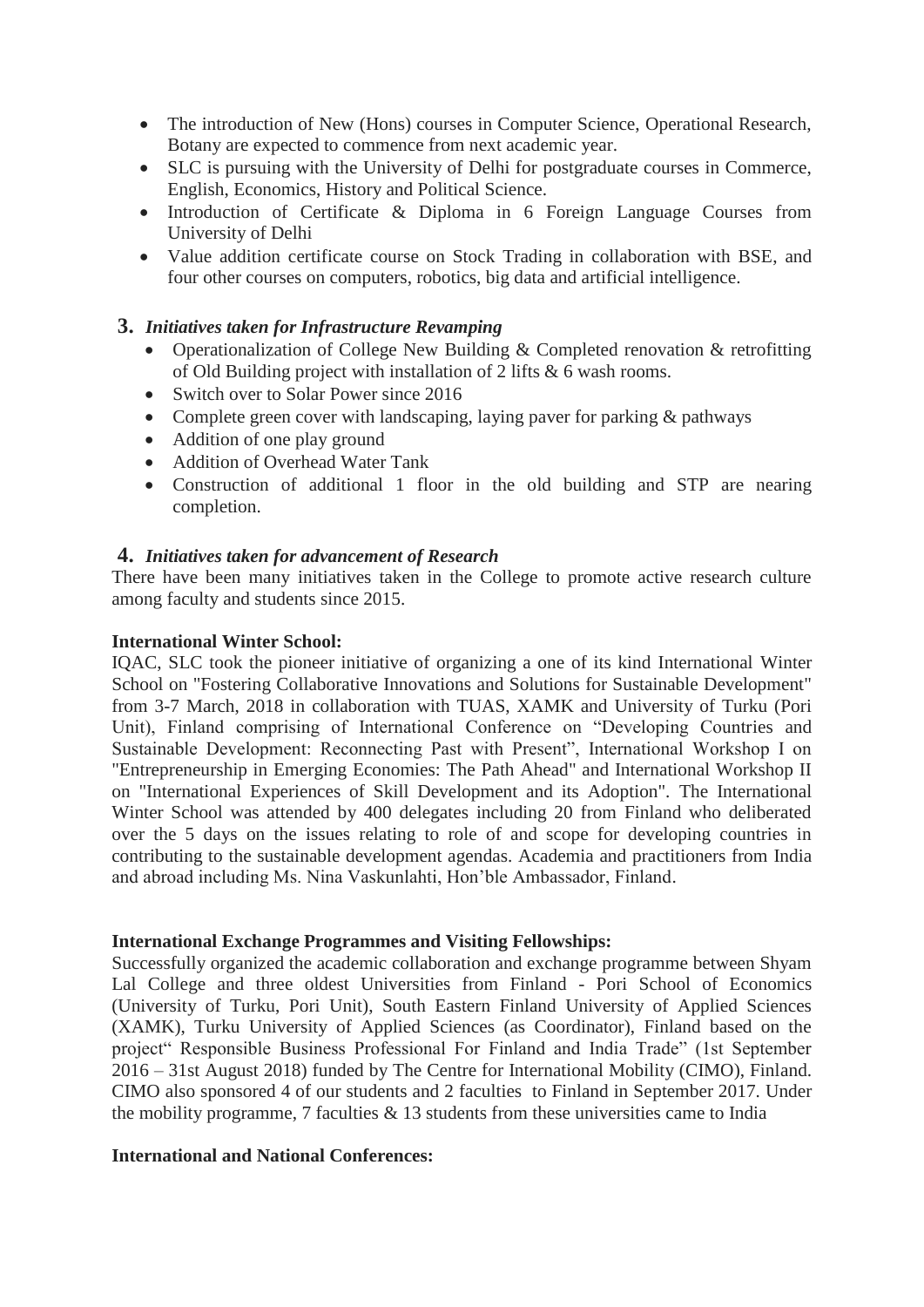- The introduction of New (Hons) courses in Computer Science, Operational Research, Botany are expected to commence from next academic year.
- SLC is pursuing with the University of Delhi for postgraduate courses in Commerce, English, Economics, History and Political Science.
- Introduction of Certificate & Diploma in 6 Foreign Language Courses from University of Delhi
- Value addition certificate course on Stock Trading in collaboration with BSE, and four other courses on computers, robotics, big data and artificial intelligence.

### 3. *Initiatives taken for Infrastructure Revamping*

- Operationalization of College New Building & Completed renovation & retrofitting of Old Building project with installation of 2 lifts & 6 wash rooms.
- Switch over to Solar Power since 2016
- Complete green cover with landscaping, laying paver for parking & pathways
- Addition of one play ground
- Addition of Overhead Water Tank
- Construction of additional 1 floor in the old building and STP are nearing completion.

### 4. *Initiatives taken for advancement of Research*

There have been many initiatives taken in the College to promote active research culture among faculty and students since 2015.

**International Winter School:**

IQAC, SLC took the pioneer initiative of organizing a one of its kind International Winter School on "Fostering Collaborative Innovations and Solutions for Sustainable Development" from 3-7 March, 2018 in collaboration with TUAS, XAMK and University of Turku (Pori Unit), Finland comprising of International Conference on "Developing Countries and Sustainable Development: Reconnecting Past with Present", International Workshop I on "Entrepreneurship in Emerging Economies: The Path Ahead" and International Workshop II on "International Experiences of Skill Development and its Adoption". The International Winter School was attended by 400 delegates including 20 from Finland who deliberated over the 5 days on the issues relating to role of and scope for developing countries in contributing to the sustainable development agendas. Academia and practitioners from India and abroad including Ms. Nina Vaskunlahti, Hon'ble Ambassador, Finland.

**International Exchange Programmes and Visiting Fellowships:**

Successfully organized the academic collaboration and exchange programme between Shyam Lal College and three oldest Universities from Finland - Pori School of Economics (University of Turku, Pori Unit), South Eastern Finland University of Applied Sciences (XAMK), Turku University of Applied Sciences (as Coordinator), Finland based on the project" Responsible Business Professional For Finland and India Trade" (1st September 2016 – 31st August 2018) funded by The Centre for International Mobility (CIMO), Finland. CIMO also sponsored 4 of our students and 2 faculties to Finland in September 2017. Under the mobility programme, 7 faculties & 13 students from these universities came to India

**International and National Conferences:**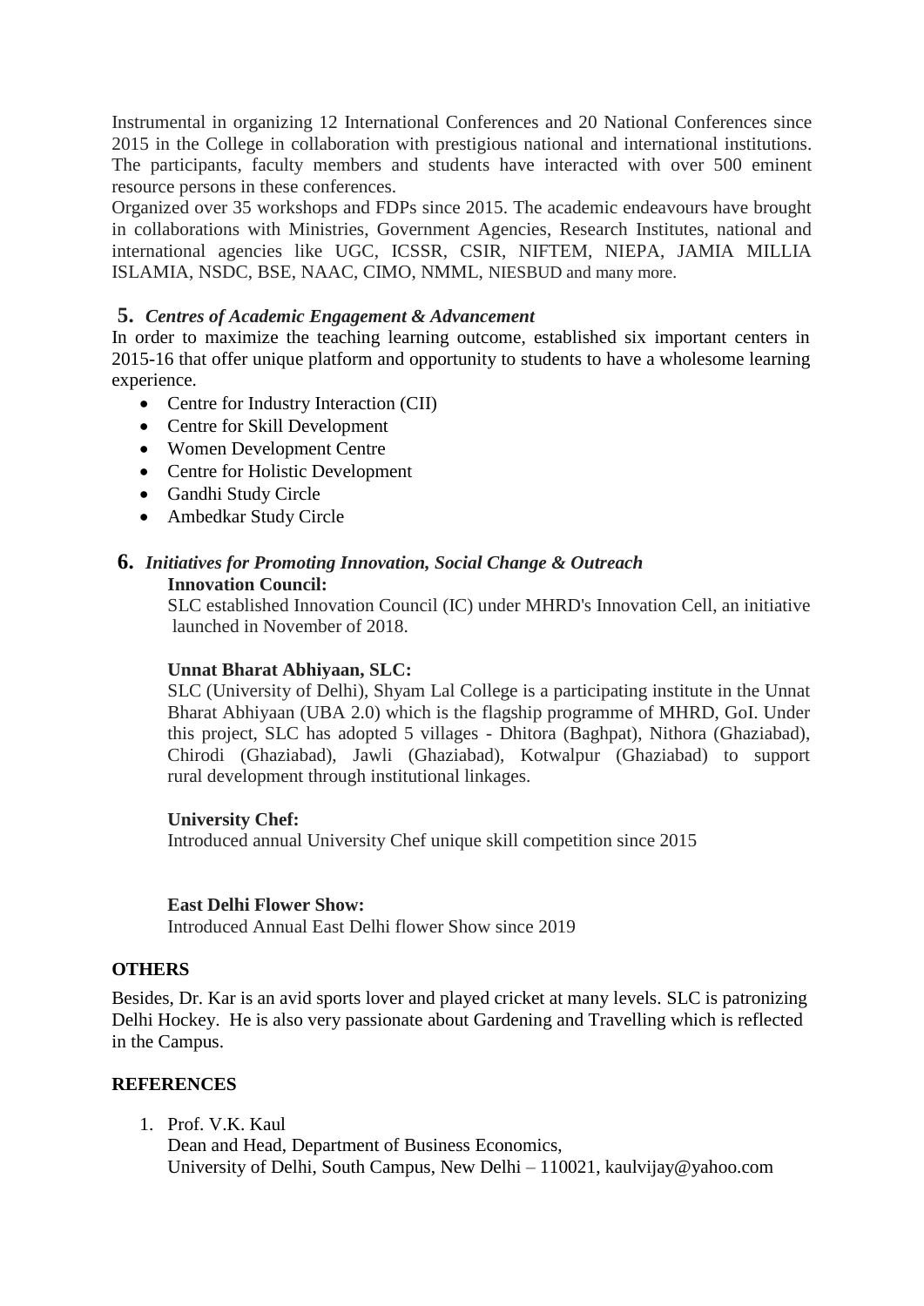Instrumental in organizing 12 International Conferences and 20 National Conferences since 2015 in the College in collaboration with prestigious national and international institutions. The participants, faculty members and students have interacted with over 500 eminent resource persons in these conferences.

Organized over 35 workshops and FDPs since 2015. The academic endeavours have brought in collaborations with Ministries, Government Agencies, Research Institutes, national and international agencies like UGC, ICSSR, CSIR, NIFTEM, NIEPA, JAMIA MILLIA ISLAMIA, NSDC, BSE, NAAC, CIMO, NMML, NIESBUD and many more.

### 5. *Centres of Academic Engagement & Advancement*

In order to maximize the teaching learning outcome, established six important centers in 2015-16 that offer unique platform and opportunity to students to have a wholesome learning experience.

- Centre for Industry Interaction (CII)
- Centre for Skill Development
- Women Development Centre
- Centre for Holistic Development
- Gandhi Study Circle
- Ambedkar Study Circle

### 6. *Initiatives for Promoting Innovation, Social Change & Outreach*

**Innovation Council:**

SLC established Innovation Council (IC) under MHRD's Innovation Cell, an initiative launched in November of 2018.

**Unnat Bharat Abhiyaan, SLC:**

SLC (University of Delhi), Shyam Lal College is a participating institute in the Unnat Bharat Abhiyaan (UBA 2.0) which is the flagship programme of MHRD, GoI. Under this project, SLC has adopted 5 villages - Dhitora (Baghpat), Nithora (Ghaziabad), Chirodi (Ghaziabad), Jawli (Ghaziabad), Kotwalpur (Ghaziabad) to support rural development through institutional linkages.

**University Chef:**

Introduced annual University Chef unique skill competition since 2015

**East Delhi Flower Show:**

Introduced Annual East Delhi flower Show since 2019

**OTHERS**

Besides, Dr. Kar is an avid sports lover and played cricket at many levels. SLC is patronizing Delhi Hockey. He is also very passionate about Gardening and Travelling which is reflected in the Campus.

**REFERENCES**

1. Prof. V.K. Kaul
   Dean and Head, Department of Business Economics,
   University of Delhi, South Campus, New Delhi – 110021, kaulvijay@yahoo.com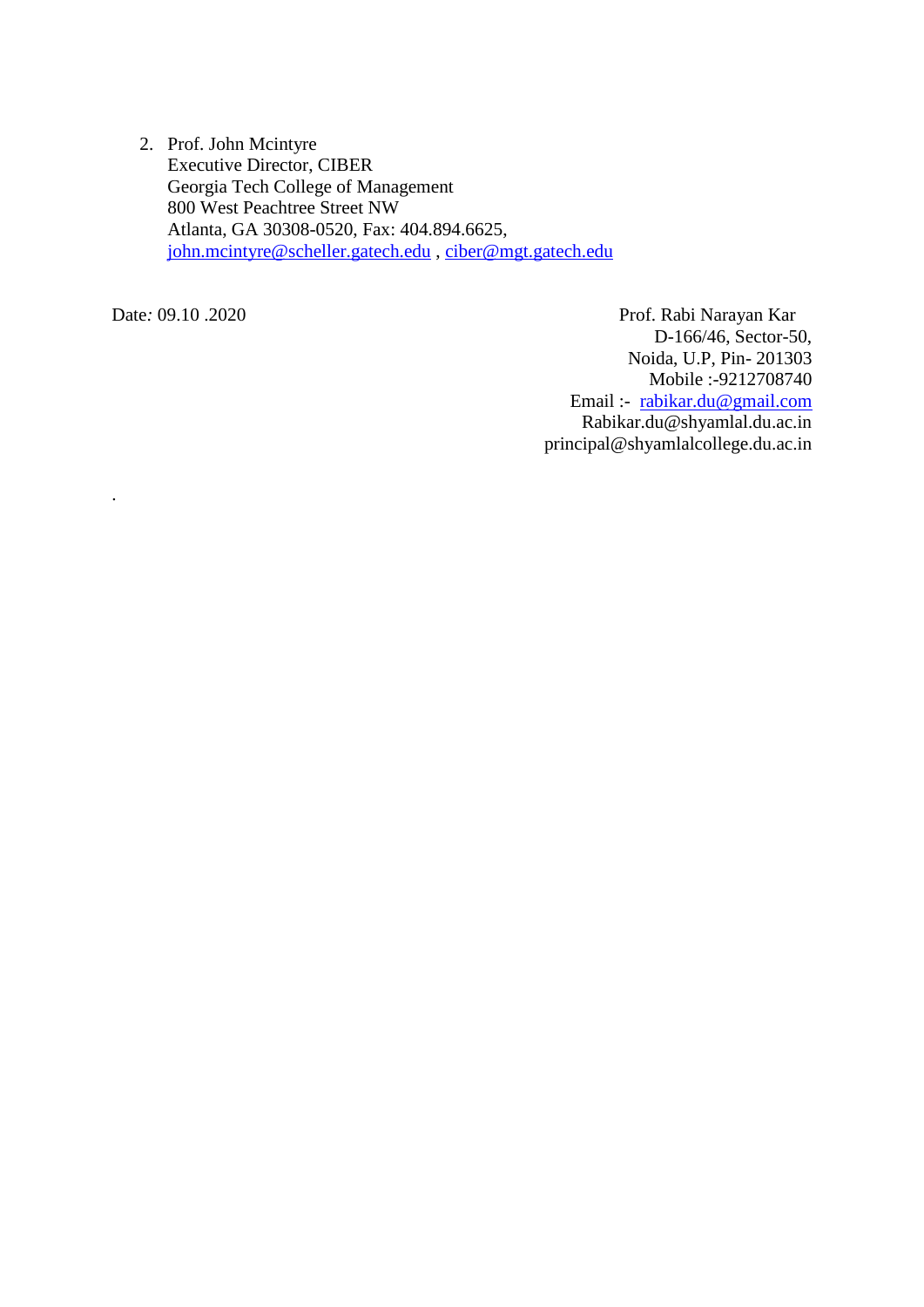2. Prof. John Mcintyre
   Executive Director, CIBER
   Georgia Tech College of Management
   800 West Peachtree Street NW
   Atlanta, GA 30308-0520, Fax: 404.894.6625,
   john.mcintyre@scheller.gatech.edu , ciber@mgt.gatech.edu

Date: 09.10 .2020

Prof. Rabi Narayan Kar
D-166/46, Sector-50,
Noida, U.P, Pin- 201303
Mobile :-9212708740
Email :- rabikar.du@gmail.com
Rabikar.du@shyamlal.du.ac.in
principal@shyamlalcollege.du.ac.in

.